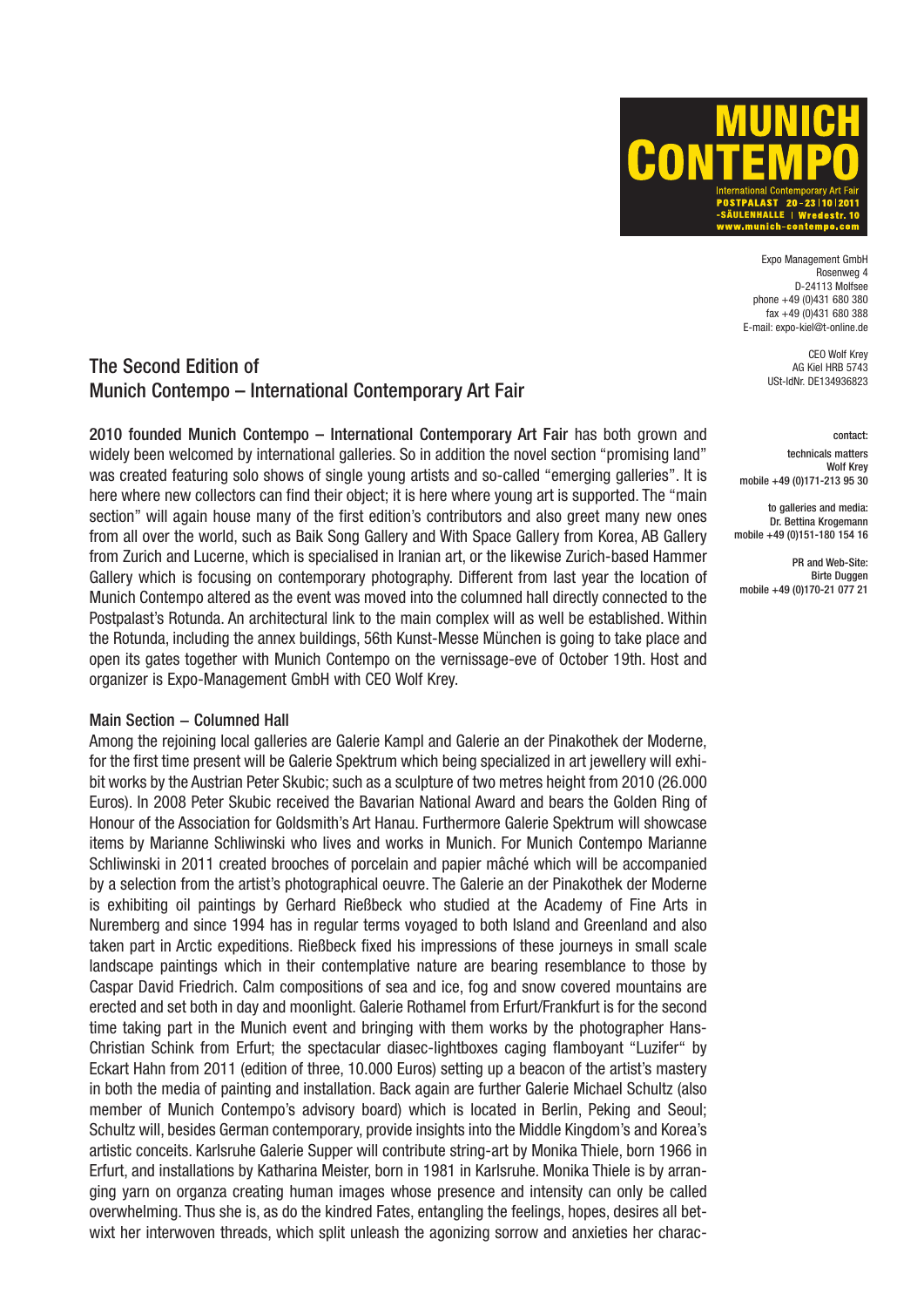MUNICH CONTEMPO

International Contemporary Art Fair
POSTPALAST 20-23|10|2011
-SÄULENHALLE | Wredestr. 10
www.munich-contempo.com

Expo Management GmbH
Rosenweg 4
D-24113 Molfsee
phone +49 (0)431 680 380
fax +49 (0)431 680 388
E-mail: expo-kiel@t-online.de

CEO Wolf Krey
AG Kiel HRB 5743
USt-IdNr. DE134936823

contact:

technicals matters
Wolf Krey
mobile +49 (0)171-213 95 30

to galleries and media:
Dr. Bettina Krogemann
mobile +49 (0)151-180 154 16

PR and Web-Site:
Birte Duggen
mobile +49 (0)170-21 077 21

## The Second Edition of Munich Contempo – International Contemporary Art Fair

**2010 founded Munich Contempo – International Contemporary Art Fair** has both grown and widely been welcomed by international galleries. So in addition the novel section "promising land" was created featuring solo shows of single young artists and so-called "emerging galleries". It is here where new collectors can find their object; it is here where young art is supported. The "main section" will again house many of the first edition's contributors and also greet many new ones from all over the world, such as Baik Song Gallery and With Space Gallery from Korea, AB Gallery from Zurich and Lucerne, which is specialised in Iranian art, or the likewise Zurich-based Hammer Gallery which is focusing on contemporary photography. Different from last year the location of Munich Contempo altered as the event was moved into the columned hall directly connected to the Postpalast's Rotunda. An architectural link to the main complex will as well be established. Within the Rotunda, including the annex buildings, 56th Kunst-Messe München is going to take place and open its gates together with Munich Contempo on the vernissage-eve of October 19th. Host and organizer is Expo-Management GmbH with CEO Wolf Krey.

### Main Section – Columned Hall

Among the rejoining local galleries are Galerie Kampl and Galerie an der Pinakothek der Moderne, for the first time present will be Galerie Spektrum which being specialized in art jewellery will exhibit works by the Austrian Peter Skubic; such as a sculpture of two metres height from 2010 (26.000 Euros). In 2008 Peter Skubic received the Bavarian National Award and bears the Golden Ring of Honour of the Association for Goldsmith's Art Hanau. Furthermore Galerie Spektrum will showcase items by Marianne Schliwinski who lives and works in Munich. For Munich Contempo Marianne Schliwinski in 2011 created brooches of porcelain and papier mâché which will be accompanied by a selection from the artist's photographical oeuvre. The Galerie an der Pinakothek der Moderne is exhibiting oil paintings by Gerhard Rießbeck who studied at the Academy of Fine Arts in Nuremberg and since 1994 has in regular terms voyaged to both Island and Greenland and also taken part in Arctic expeditions. Rießbeck fixed his impressions of these journeys in small scale landscape paintings which in their contemplative nature are bearing resemblance to those by Caspar David Friedrich. Calm compositions of sea and ice, fog and snow covered mountains are erected and set both in day and moonlight. Galerie Rothamel from Erfurt/Frankfurt is for the second time taking part in the Munich event and bringing with them works by the photographer Hans-Christian Schink from Erfurt; the spectacular diasec-lightboxes caging flamboyant "Luzifer" by Eckart Hahn from 2011 (edition of three, 10.000 Euros) setting up a beacon of the artist's mastery in both the media of painting and installation. Back again are further Galerie Michael Schultz (also member of Munich Contempo's advisory board) which is located in Berlin, Peking and Seoul; Schultz will, besides German contemporary, provide insights into the Middle Kingdom's and Korea's artistic conceits. Karlsruhe Galerie Supper will contribute string-art by Monika Thiele, born 1966 in Erfurt, and installations by Katharina Meister, born in 1981 in Karlsruhe. Monika Thiele is by arranging yarn on organza creating human images whose presence and intensity can only be called overwhelming. Thus she is, as do the kindred Fates, entangling the feelings, hopes, desires all betwixt her interwoven threads, which split unleash the agonizing sorrow and anxieties her charac-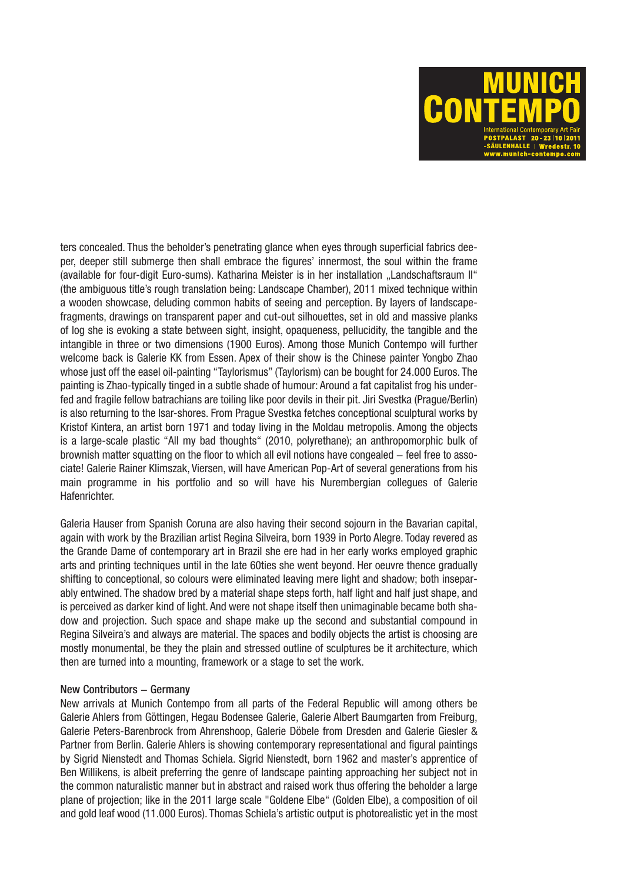ters concealed. Thus the beholder's penetrating glance when eyes through superficial fabrics deeper, deeper still submerge then shall embrace the figures' innermost, the soul within the frame (available for four-digit Euro-sums). Katharina Meister is in her installation „Landschaftsraum II" (the ambiguous title's rough translation being: Landscape Chamber), 2011 mixed technique within a wooden showcase, deluding common habits of seeing and perception. By layers of landscape-fragments, drawings on transparent paper and cut-out silhouettes, set in old and massive planks of log she is evoking a state between sight, insight, opaqueness, pellucidity, the tangible and the intangible in three or two dimensions (1900 Euros). Among those Munich Contempo will further welcome back is Galerie KK from Essen. Apex of their show is the Chinese painter Yongbo Zhao whose just off the easel oil-painting "Taylorismus" (Taylorism) can be bought for 24.000 Euros. The painting is Zhao-typically tinged in a subtle shade of humour: Around a fat capitalist frog his underfed and fragile fellow batrachians are toiling like poor devils in their pit. Jiri Svestka (Prague/Berlin) is also returning to the Isar-shores. From Prague Svestka fetches conceptional sculptural works by Kristof Kintera, an artist born 1971 and today living in the Moldau metropolis. Among the objects is a large-scale plastic "All my bad thoughts" (2010, polyrethane); an anthropomorphic bulk of brownish matter squatting on the floor to which all evil notions have congealed – feel free to associate! Galerie Rainer Klimszak, Viersen, will have American Pop-Art of several generations from his main programme in his portfolio and so will have his Nurembergian collegues of Galerie Hafenrichter.

Galeria Hauser from Spanish Coruna are also having their second sojourn in the Bavarian capital, again with work by the Brazilian artist Regina Silveira, born 1939 in Porto Alegre. Today revered as the Grande Dame of contemporary art in Brazil she ere had in her early works employed graphic arts and printing techniques until in the late 60ties she went beyond. Her oeuvre thence gradually shifting to conceptional, so colours were eliminated leaving mere light and shadow; both inseparably entwined. The shadow bred by a material shape steps forth, half light and half just shape, and is perceived as darker kind of light. And were not shape itself then unimaginable became both shadow and projection. Such space and shape make up the second and substantial compound in Regina Silveira's and always are material. The spaces and bodily objects the artist is choosing are mostly monumental, be they the plain and stressed outline of sculptures be it architecture, which then are turned into a mounting, framework or a stage to set the work.

### New Contributors – Germany

New arrivals at Munich Contempo from all parts of the Federal Republic will among others be Galerie Ahlers from Göttingen, Hegau Bodensee Galerie, Galerie Albert Baumgarten from Freiburg, Galerie Peters-Barenbrock from Ahrenshoop, Galerie Döbele from Dresden and Galerie Giesler & Partner from Berlin. Galerie Ahlers is showing contemporary representational and figural paintings by Sigrid Nienstedt and Thomas Schiela. Sigrid Nienstedt, born 1962 and master's apprentice of Ben Willikens, is albeit preferring the genre of landscape painting approaching her subject not in the common naturalistic manner but in abstract and raised work thus offering the beholder a large plane of projection; like in the 2011 large scale "Goldene Elbe" (Golden Elbe), a composition of oil and gold leaf wood (11.000 Euros). Thomas Schiela's artistic output is photorealistic yet in the most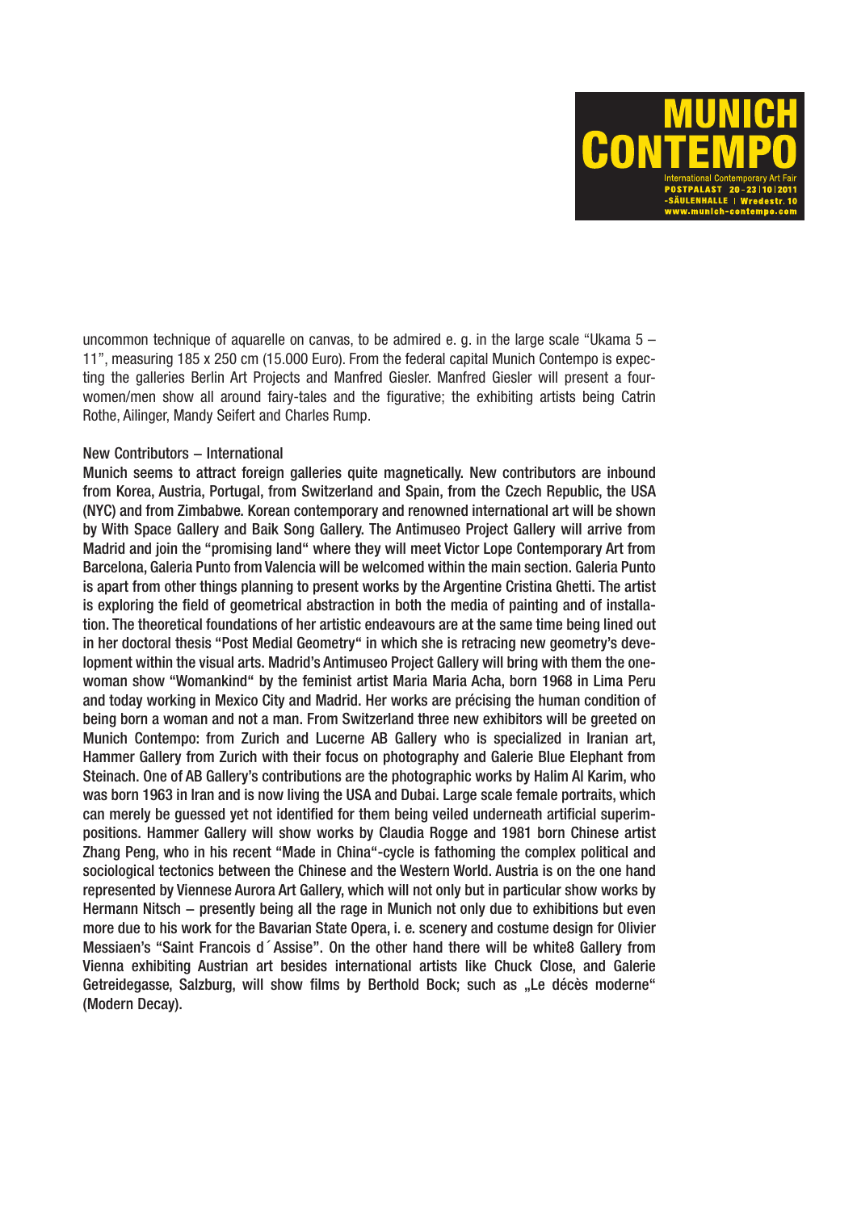uncommon technique of aquarelle on canvas, to be admired e. g. in the large scale "Ukama 5 – 11", measuring 185 x 250 cm (15.000 Euro). From the federal capital Munich Contempo is expecting the galleries Berlin Art Projects and Manfred Giesler. Manfred Giesler will present a four-women/men show all around fairy-tales and the figurative; the exhibiting artists being Catrin Rothe, Ailinger, Mandy Seifert and Charles Rump.

New Contributors – International

Munich seems to attract foreign galleries quite magnetically. New contributors are inbound from Korea, Austria, Portugal, from Switzerland and Spain, from the Czech Republic, the USA (NYC) and from Zimbabwe. Korean contemporary and renowned international art will be shown by With Space Gallery and Baik Song Gallery. The Antimuseo Project Gallery will arrive from Madrid and join the "promising land" where they will meet Victor Lope Contemporary Art from Barcelona, Galeria Punto from Valencia will be welcomed within the main section. Galeria Punto is apart from other things planning to present works by the Argentine Cristina Ghetti. The artist is exploring the field of geometrical abstraction in both the media of painting and of installation. The theoretical foundations of her artistic endeavours are at the same time being lined out in her doctoral thesis "Post Medial Geometry" in which she is retracing new geometry's development within the visual arts. Madrid's Antimuseo Project Gallery will bring with them the one-woman show "Womankind" by the feminist artist Maria Maria Acha, born 1968 in Lima Peru and today working in Mexico City and Madrid. Her works are précising the human condition of being born a woman and not a man. From Switzerland three new exhibitors will be greeted on Munich Contempo: from Zurich and Lucerne AB Gallery who is specialized in Iranian art, Hammer Gallery from Zurich with their focus on photography and Galerie Blue Elephant from Steinach. One of AB Gallery's contributions are the photographic works by Halim Al Karim, who was born 1963 in Iran and is now living the USA and Dubai. Large scale female portraits, which can merely be guessed yet not identified for them being veiled underneath artificial superimpositions. Hammer Gallery will show works by Claudia Rogge and 1981 born Chinese artist Zhang Peng, who in his recent "Made in China"-cycle is fathoming the complex political and sociological tectonics between the Chinese and the Western World. Austria is on the one hand represented by Viennese Aurora Art Gallery, which will not only but in particular show works by Hermann Nitsch – presently being all the rage in Munich not only due to exhibitions but even more due to his work for the Bavarian State Opera, i. e. scenery and costume design for Olivier Messiaen's "Saint Francois d´Assise". On the other hand there will be white8 Gallery from Vienna exhibiting Austrian art besides international artists like Chuck Close, and Galerie Getreidegasse, Salzburg, will show films by Berthold Bock; such as „Le décès moderne" (Modern Decay).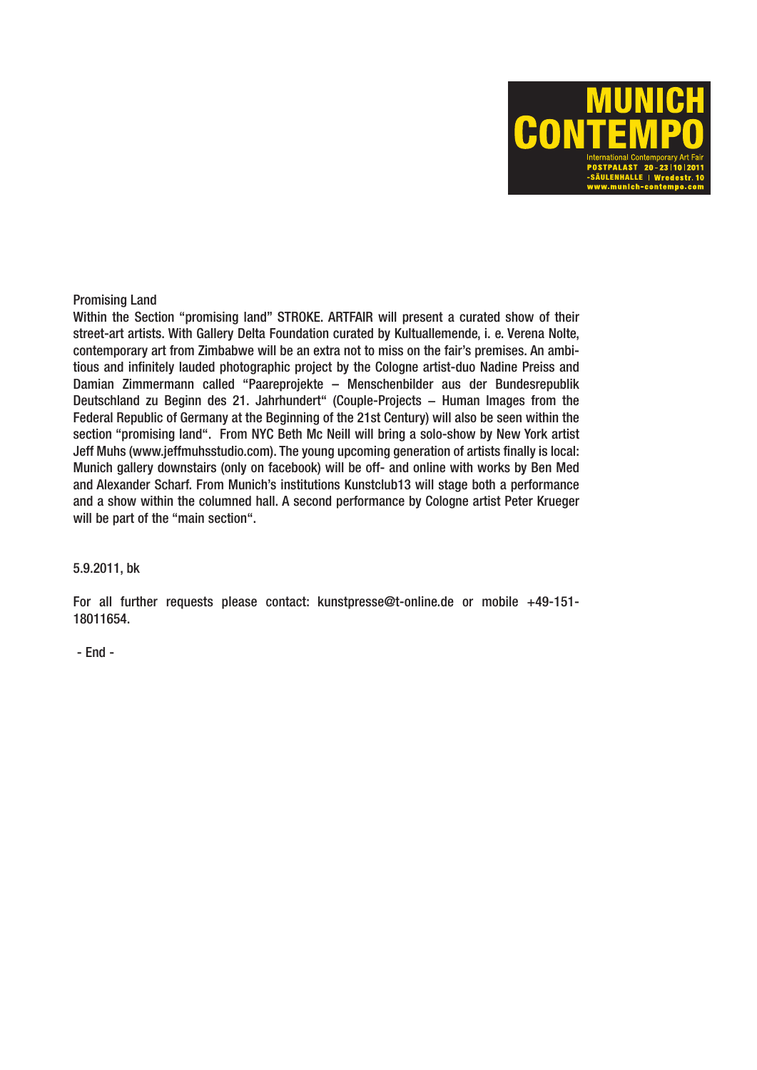MUNICH CONTEMPO
International Contemporary Art Fair
POSTPALAST 20-23|10|2011
-SÄULENHALLE | Wredestr. 10
www.munich-contempo.com

Promising Land

Within the Section “promising land” STROKE. ARTFAIR will present a curated show of their street-art artists. With Gallery Delta Foundation curated by Kultuallemende, i. e. Verena Nolte, contemporary art from Zimbabwe will be an extra not to miss on the fair’s premises. An ambitious and infinitely lauded photographic project by the Cologne artist-duo Nadine Preiss and Damian Zimmermann called “Paareprojekte – Menschenbilder aus der Bundesrepublik Deutschland zu Beginn des 21. Jahrhundert“ (Couple-Projects – Human Images from the Federal Republic of Germany at the Beginning of the 21st Century) will also be seen within the section “promising land“. From NYC Beth Mc Neill will bring a solo-show by New York artist Jeff Muhs (www.jeffmuhsstudio.com). The young upcoming generation of artists finally is local: Munich gallery downstairs (only on facebook) will be off- and online with works by Ben Med and Alexander Scharf. From Munich’s institutions Kunstclub13 will stage both a performance and a show within the columned hall. A second performance by Cologne artist Peter Krueger will be part of the “main section“.

5.9.2011, bk

For all further requests please contact: kunstpresse@t-online.de or mobile +49-151-18011654.

- End -